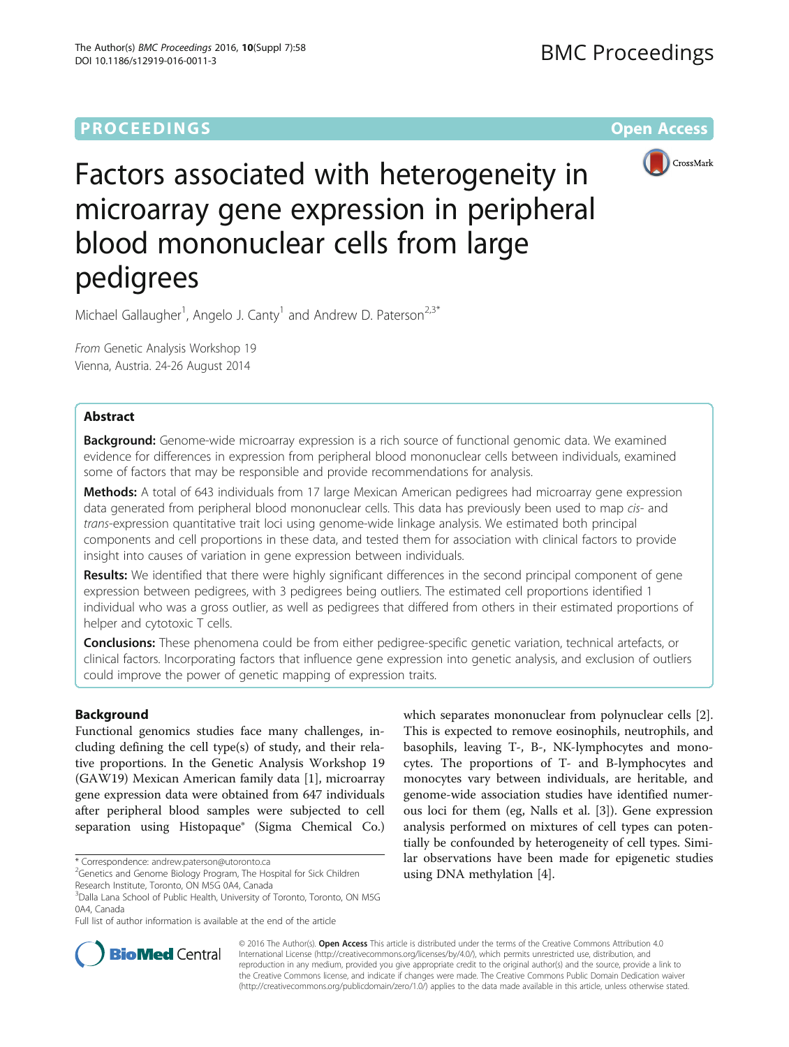PROCEEDINGS **Open Access**

# Factors associated with heterogeneity in microarray gene expression in peripheral blood mononuclear cells from large pedigrees

Michael Gallaugher[1], Angelo J. Canty[1] and Andrew D. Paterson[2,3*]

*From* Genetic Analysis Workshop 19
Vienna, Austria. 24-26 August 2014

## Abstract

**Background:** Genome-wide microarray expression is a rich source of functional genomic data. We examined evidence for differences in expression from peripheral blood mononuclear cells between individuals, examined some of factors that may be responsible and provide recommendations for analysis.

**Methods:** A total of 643 individuals from 17 large Mexican American pedigrees had microarray gene expression data generated from peripheral blood mononuclear cells. This data has previously been used to map *cis*- and *trans*-expression quantitative trait loci using genome-wide linkage analysis. We estimated both principal components and cell proportions in these data, and tested them for association with clinical factors to provide insight into causes of variation in gene expression between individuals.

**Results:** We identified that there were highly significant differences in the second principal component of gene expression between pedigrees, with 3 pedigrees being outliers. The estimated cell proportions identified 1 individual who was a gross outlier, as well as pedigrees that differed from others in their estimated proportions of helper and cytotoxic T cells.

**Conclusions:** These phenomena could be from either pedigree-specific genetic variation, technical artefacts, or clinical factors. Incorporating factors that influence gene expression into genetic analysis, and exclusion of outliers could improve the power of genetic mapping of expression traits.

## Background

Functional genomics studies face many challenges, including defining the cell type(s) of study, and their relative proportions. In the Genetic Analysis Workshop 19 (GAW19) Mexican American family data [1], microarray gene expression data were obtained from 647 individuals after peripheral blood samples were subjected to cell separation using Histopaque® (Sigma Chemical Co.) which separates mononuclear from polynuclear cells [2]. This is expected to remove eosinophils, neutrophils, and basophils, leaving T-, B-, NK-lymphocytes and monocytes. The proportions of T- and B-lymphocytes and monocytes vary between individuals, are heritable, and genome-wide association studies have identified numerous loci for them (eg, Nalls et al. [3]). Gene expression analysis performed on mixtures of cell types can potentially be confounded by heterogeneity of cell types. Similar observations have been made for epigenetic studies using DNA methylation [4].

* Correspondence: andrew.paterson@utoronto.ca
[2]Genetics and Genome Biology Program, The Hospital for Sick Children Research Institute, Toronto, ON M5G 0A4, Canada
[3]Dalla Lana School of Public Health, University of Toronto, Toronto, ON M5G 0A4, Canada
Full list of author information is available at the end of the article

© 2016 The Author(s). **Open Access** This article is distributed under the terms of the Creative Commons Attribution 4.0 International License (http://creativecommons.org/licenses/by/4.0/), which permits unrestricted use, distribution, and reproduction in any medium, provided you give appropriate credit to the original author(s) and the source, provide a link to the Creative Commons license, and indicate if changes were made. The Creative Commons Public Domain Dedication waiver (http://creativecommons.org/publicdomain/zero/1.0/) applies to the data made available in this article, unless otherwise stated.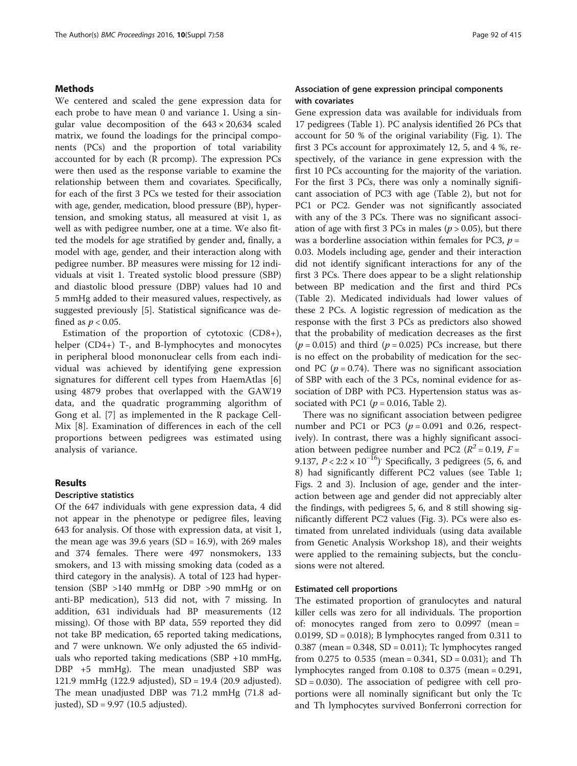## Methods

We centered and scaled the gene expression data for each probe to have mean 0 and variance 1. Using a singular value decomposition of the $643 \times 20,634$ scaled matrix, we found the loadings for the principal components (PCs) and the proportion of total variability accounted for by each (R prcomp). The expression PCs were then used as the response variable to examine the relationship between them and covariates. Specifically, for each of the first 3 PCs we tested for their association with age, gender, medication, blood pressure (BP), hypertension, and smoking status, all measured at visit 1, as well as with pedigree number, one at a time. We also fitted the models for age stratified by gender and, finally, a model with age, gender, and their interaction along with pedigree number. BP measures were missing for 12 individuals at visit 1. Treated systolic blood pressure (SBP) and diastolic blood pressure (DBP) values had 10 and 5 mmHg added to their measured values, respectively, as suggested previously [5]. Statistical significance was defined as $p < 0.05$.

Estimation of the proportion of cytotoxic (CD8+), helper (CD4+) T-, and B-lymphocytes and monocytes in peripheral blood mononuclear cells from each individual was achieved by identifying gene expression signatures for different cell types from HaemAtlas [6] using 4879 probes that overlapped with the GAW19 data, and the quadratic programming algorithm of Gong et al. [7] as implemented in the R package CellMix [8]. Examination of differences in each of the cell proportions between pedigrees was estimated using analysis of variance.

## Results

### Descriptive statistics

Of the 647 individuals with gene expression data, 4 did not appear in the phenotype or pedigree files, leaving 643 for analysis. Of those with expression data, at visit 1, the mean age was 39.6 years (SD = 16.9), with 269 males and 374 females. There were 497 nonsmokers, 133 smokers, and 13 with missing smoking data (coded as a third category in the analysis). A total of 123 had hypertension (SBP >140 mmHg or DBP >90 mmHg or on anti-BP medication), 513 did not, with 7 missing. In addition, 631 individuals had BP measurements (12 missing). Of those with BP data, 559 reported they did not take BP medication, 65 reported taking medications, and 7 were unknown. We only adjusted the 65 individuals who reported taking medications (SBP +10 mmHg, DBP +5 mmHg). The mean unadjusted SBP was 121.9 mmHg (122.9 adjusted), SD = 19.4 (20.9 adjusted). The mean unadjusted DBP was 71.2 mmHg (71.8 adjusted), SD = 9.97 (10.5 adjusted).

### Association of gene expression principal components with covariates

Gene expression data was available for individuals from 17 pedigrees (Table 1). PC analysis identified 26 PCs that account for 50 % of the original variability (Fig. 1). The first 3 PCs account for approximately 12, 5, and 4 %, respectively, of the variance in gene expression with the first 10 PCs accounting for the majority of the variation. For the first 3 PCs, there was only a nominally significant association of PC3 with age (Table 2), but not for PC1 or PC2. Gender was not significantly associated with any of the 3 PCs. There was no significant association of age with first 3 PCs in males ($p > 0.05$), but there was a borderline association within females for PC3, $p = 0.03$. Models including age, gender and their interaction did not identify significant interactions for any of the first 3 PCs. There does appear to be a slight relationship between BP medication and the first and third PCs (Table 2). Medicated individuals had lower values of these 2 PCs. A logistic regression of medication as the response with the first 3 PCs as predictors also showed that the probability of medication decreases as the first ($p = 0.015$) and third ($p = 0.025$) PCs increase, but there is no effect on the probability of medication for the second PC ($p = 0.74$). There was no significant association of SBP with each of the 3 PCs, nominal evidence for association of DBP with PC3. Hypertension status was associated with PC1 ($p = 0.016$, Table 2).

There was no significant association between pedigree number and PC1 or PC3 ($p = 0.091$ and 0.26, respectively). In contrast, there was a highly significant association between pedigree number and PC2 ($R^2 = 0.19$, $F = 9.137$, $P < 2.2 \times 10^{-16}$). Specifically, 3 pedigrees (5, 6, and 8) had significantly different PC2 values (see Table 1; Figs. 2 and 3). Inclusion of age, gender and the interaction between age and gender did not appreciably alter the findings, with pedigrees 5, 6, and 8 still showing significantly different PC2 values (Fig. 3). PCs were also estimated from unrelated individuals (using data available from Genetic Analysis Workshop 18), and their weights were applied to the remaining subjects, but the conclusions were not altered.

### Estimated cell proportions

The estimated proportion of granulocytes and natural killer cells was zero for all individuals. The proportion of: monocytes ranged from zero to 0.0997 (mean = 0.0199, SD = 0.018); B lymphocytes ranged from 0.311 to 0.387 (mean = 0.348, SD = 0.011); Tc lymphocytes ranged from 0.275 to 0.535 (mean = 0.341, SD = 0.031); and Th lymphocytes ranged from 0.108 to 0.375 (mean = 0.291, SD = 0.030). The association of pedigree with cell proportions were all nominally significant but only the Tc and Th lymphocytes survived Bonferroni correction for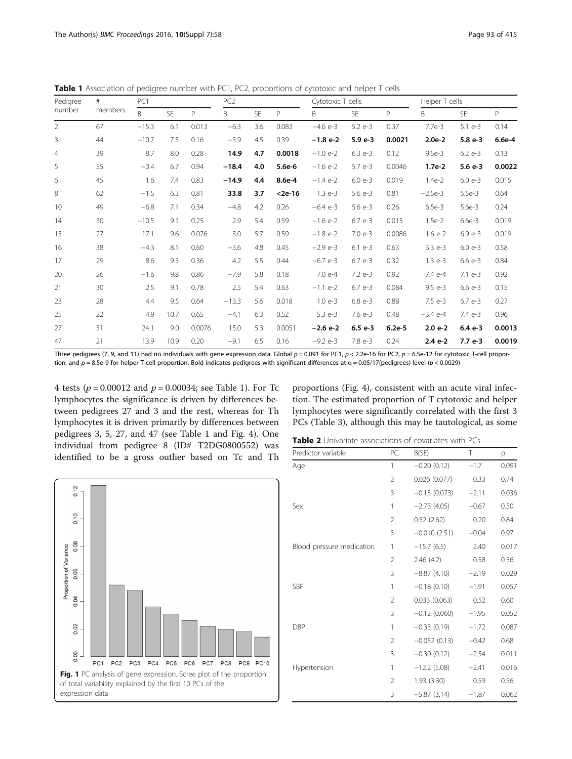**Table 1** Association of pedigree number with PC1, PC2, proportions of cytotoxic and helper T cells

| Pedigree number | # members | PC1 | | | PC2 | | | Cytotoxic T cells | | | Helper T cells | | |
|---|---|---|---|---|---|---|---|---|---|---|---|---|---|
| | | B | SE | P | B | SE | P | B | SE | P | B | SE | P |
| 2 | 67 | −15.3 | 6.1 | 0.013 | −6.3 | 3.6 | 0.083 | −4.6 e-3 | 5.2 e-3 | 0.37 | 7.7e-3 | 5.1 e-3 | 0.14 |
| 3 | 44 | −10.7 | 7.5 | 0.16 | −3.9 | 4.5 | 0.39 | **−1.8 e-2** | **5.9 e-3** | **0.0021** | **2.0e-2** | **5.8 e-3** | **6.6e-4** |
| 4 | 39 | 8.7 | 8.0 | 0.28 | **14.9** | **4.7** | **0.0018** | −1.0 e-2 | 6.3 e-3 | 0.12 | 9.5e-3 | 6.2 e-3 | 0.13 |
| 5 | 55 | −0.4 | 6.7 | 0.94 | **−18.4** | **4.0** | **5.6e-6** | −1.6 e-2 | 5.7 e-3 | 0.0046 | **1.7e-2** | **5.6 e-3** | **0.0022** |
| 6 | 45 | 1.6 | 7.4 | 0.83 | **−14.9** | **4.4** | **8.6e-4** | −1.4 e-2 | 6.0 e-3 | 0.019 | 1.4e-2 | 6.0 e-3 | 0.015 |
| 8 | 62 | −1.5 | 6.3 | 0.81 | **33.8** | **3.7** | **<2e-16** | 1.3 e-3 | 5.6 e-3 | 0.81 | −2.5e-3 | 5.5e-3 | 0.64 |
| 10 | 49 | −6.8 | 7.1 | 0.34 | −4.8 | 4.2 | 0.26 | −6.4 e-3 | 5.6 e-3 | 0.26 | 6.5e-3 | 5.6e-3 | 0.24 |
| 14 | 30 | −10.5 | 9.1 | 0.25 | 2.9 | 5.4 | 0.59 | −1.6 e-2 | 6.7 e-3 | 0.015 | 1.5e-2 | 6.6e-3 | 0.019 |
| 15 | 27 | 17.1 | 9.6 | 0.076 | 3.0 | 5.7 | 0.59 | −1.8 e-2 | 7.0 e-3 | 0.0086 | 1.6 e-2 | 6.9 e-3 | 0.019 |
| 16 | 38 | −4.3 | 8.1 | 0.60 | −3.6 | 4.8 | 0.45 | −2.9 e-3 | 6.1 e-3 | 0.63 | 3.3 e-3 | 6.0 e-3 | 0.58 |
| 17 | 29 | 8.6 | 9.3 | 0.36 | 4.2 | 5.5 | 0.44 | −6.7 e-3 | 6.7 e-3 | 0.32 | 1.3 e-3 | 6.6 e-3 | 0.84 |
| 20 | 26 | −1.6 | 9.8 | 0.86 | −7.9 | 5.8 | 0.18 | 7.0 e-4 | 7.2 e-3 | 0.92 | 7.4 e-4 | 7.1 e-3 | 0.92 |
| 21 | 30 | 2.5 | 9.1 | 0.78 | 2.5 | 5.4 | 0.63 | −1.1 e-2 | 6.7 e-3 | 0.084 | 9.5 e-3 | 6.6 e-3 | 0.15 |
| 23 | 28 | 4.4 | 9.5 | 0.64 | −13.3 | 5.6 | 0.018 | 1.0 e-3 | 6.8 e-3 | 0.88 | 7.5 e-3 | 6.7 e-3 | 0.27 |
| 25 | 22 | 4.9 | 10.7 | 0.65 | −4.1 | 6.3 | 0.52 | 5.3 e-3 | 7.6 e-3 | 0.48 | −3.4 e-4 | 7.4 e-3 | 0.96 |
| 27 | 31 | 24.1 | 9.0 | 0.0076 | 15.0 | 5.3 | 0.0051 | **−2.6 e-2** | **6.5 e-3** | **6.2e-5** | **2.0 e-2** | **6.4 e-3** | **0.0013** |
| 47 | 21 | 13.9 | 10.9 | 0.20 | −9.1 | 6.5 | 0.16 | −9.2 e-3 | 7.8 e-3 | 0.24 | **2.4 e-2** | **7.7 e-3** | **0.0019** |

Three pedigrees (7, 9, and 11) had no individuals with gene expression data. Global $p = 0.091$ for PC1, $p < 2.2\text{e-}16$ for PC2, $p = 6.5\text{e-}12$ for cytotoxic T-cell proportion, and $p = 8.5\text{e-}9$ for helper T-cell proportion. Bold indicates pedigrees with significant differences at $\alpha = 0.05/17$(pedigrees) level ($p < 0.0029$)

4 tests ($p = 0.00012$ and $p = 0.00034$; see Table 1). For Tc lymphocytes the significance is driven by differences between pedigrees 27 and 3 and the rest, whereas for Th lymphocytes it is driven primarily by differences between pedigrees 3, 5, 27, and 47 (see Table 1 and Fig. 4). One individual from pedigree 8 (ID# T2DG0800552) was identified to be a gross outlier based on Tc and Th proportions (Fig. 4), consistent with an acute viral infection. The estimated proportion of T cytotoxic and helper lymphocytes were significantly correlated with the first 3 PCs (Table 3), although this may be tautological, as some

**Fig. 1** PC analysis of gene expression. Scree plot of the proportion of total variability explained by the first 10 PCs of the expression data

**Table 2** Univariate associations of covariates with PCs

| Predictor variable | PC | B(SE) | T | p |
|---|---|---|---|---|
| Age | 1 | −0.20 (0.12) | −1.7 | 0.091 |
| | 2 | 0.026 (0.077) | 0.33 | 0.74 |
| | 3 | −0.15 (0.073) | −2.11 | 0.036 |
| Sex | 1 | −2.73 (4.05) | −0.67 | 0.50 |
| | 2 | 0.52 (2.62) | 0.20 | 0.84 |
| | 3 | −0.010 (2.51) | −0.04 | 0.97 |
| Blood pressure medication | 1 | −15.7 (6.5) | 2.40 | 0.017 |
| | 2 | 2.46 (4.2) | 0.58 | 0.56 |
| | 3 | −8.87 (4.10) | −2.19 | 0.029 |
| SBP | 1 | −0.18 (0.10) | −1.91 | 0.057 |
| | 2 | 0.033 (0.063) | 0.52 | 0.60 |
| | 3 | −0.12 (0.060) | −1.95 | 0.052 |
| DBP | 1 | −0.33 (0.19) | −1.72 | 0.087 |
| | 2 | −0.052 (0.13) | −0.42 | 0.68 |
| | 3 | −0.30 (0.12) | −2.54 | 0.011 |
| Hypertension | 1 | −12.2 (5.08) | −2.41 | 0.016 |
| | 2 | 1.93 (3.30) | 0.59 | 0.56 |
| | 3 | −5.87 (3.14) | −1.87 | 0.062 |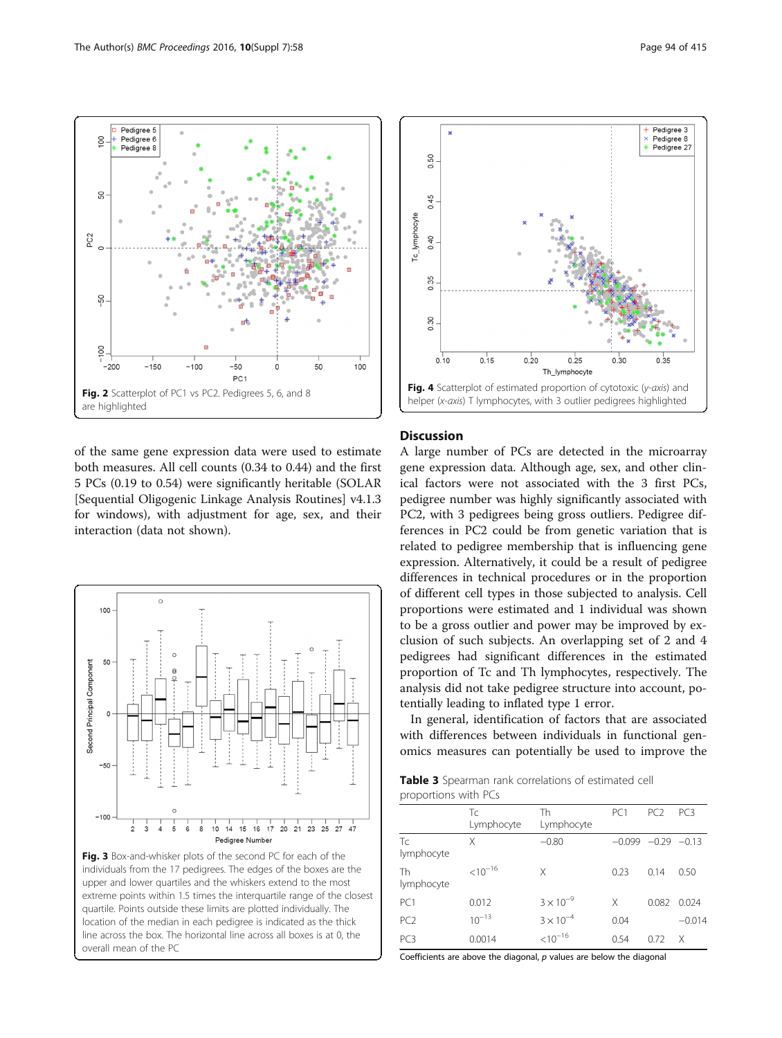Fig. 2 Scatterplot of PC1 vs PC2. Pedigrees 5, 6, and 8 are highlighted

Fig. 4 Scatterplot of estimated proportion of cytotoxic (*y-axis*) and helper (*x-axis*) T lymphocytes, with 3 outlier pedigrees highlighted

of the same gene expression data were used to estimate both measures. All cell counts (0.34 to 0.44) and the first 5 PCs (0.19 to 0.54) were significantly heritable (SOLAR [Sequential Oligogenic Linkage Analysis Routines] v4.1.3 for windows), with adjustment for age, sex, and their interaction (data not shown).

Fig. 3 Box-and-whisker plots of the second PC for each of the individuals from the 17 pedigrees. The edges of the boxes are the upper and lower quartiles and the whiskers extend to the most extreme points within 1.5 times the interquartile range of the closest quartile. Points outside these limits are plotted individually. The location of the median in each pedigree is indicated as the thick line across the box. The horizontal line across all boxes is at 0, the overall mean of the PC

## Discussion

A large number of PCs are detected in the microarray gene expression data. Although age, sex, and other clinical factors were not associated with the 3 first PCs, pedigree number was highly significantly associated with PC2, with 3 pedigrees being gross outliers. Pedigree differences in PC2 could be from genetic variation that is related to pedigree membership that is influencing gene expression. Alternatively, it could be a result of pedigree differences in technical procedures or in the proportion of different cell types in those subjected to analysis. Cell proportions were estimated and 1 individual was shown to be a gross outlier and power may be improved by exclusion of such subjects. An overlapping set of 2 and 4 pedigrees had significant differences in the estimated proportion of Tc and Th lymphocytes, respectively. The analysis did not take pedigree structure into account, potentially leading to inflated type 1 error.

In general, identification of factors that are associated with differences between individuals in functional genomics measures can potentially be used to improve the

**Table 3** Spearman rank correlations of estimated cell proportions with PCs

| | Tc Lymphocyte | Th Lymphocyte | PC1 | PC2 | PC3 |
|---|---|---|---|---|---|
| Tc lymphocyte | X | −0.80 | −0.099 | −0.29 | −0.13 |
| Th lymphocyte | $<10^{-16}$ | X | 0.23 | 0.14 | 0.50 |
| PC1 | 0.012 | $3 \times 10^{-9}$ | X | 0.082 | 0.024 |
| PC2 | $10^{-13}$ | $3 \times 10^{-4}$ | 0.04 | | −0.014 |
| PC3 | 0.0014 | $<10^{-16}$ | 0.54 | 0.72 | X |

Coefficients are above the diagonal, *p* values are below the diagonal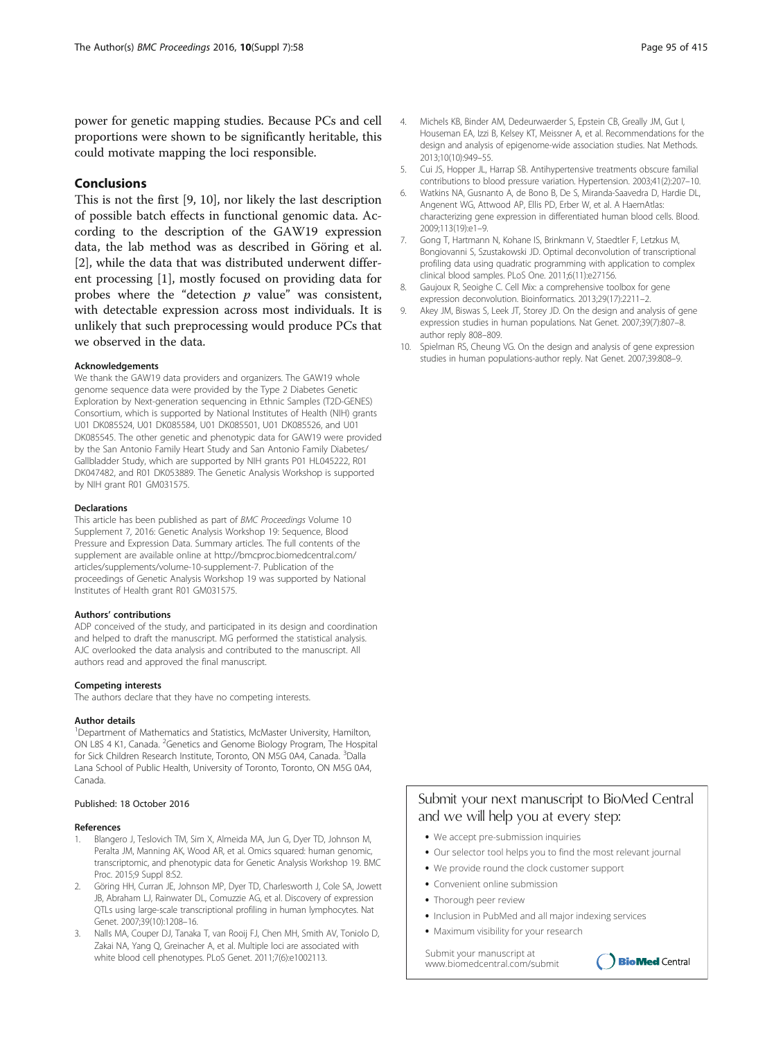power for genetic mapping studies. Because PCs and cell proportions were shown to be significantly heritable, this could motivate mapping the loci responsible.

## Conclusions

This is not the first [9, 10], nor likely the last description of possible batch effects in functional genomic data. According to the description of the GAW19 expression data, the lab method was as described in Göring et al. [2], while the data that was distributed underwent different processing [1], mostly focused on providing data for probes where the "detection $p$ value" was consistent, with detectable expression across most individuals. It is unlikely that such preprocessing would produce PCs that we observed in the data.

#### Acknowledgements

We thank the GAW19 data providers and organizers. The GAW19 whole genome sequence data were provided by the Type 2 Diabetes Genetic Exploration by Next-generation sequencing in Ethnic Samples (T2D-GENES) Consortium, which is supported by National Institutes of Health (NIH) grants U01 DK085524, U01 DK085584, U01 DK085501, U01 DK085526, and U01 DK085545. The other genetic and phenotypic data for GAW19 were provided by the San Antonio Family Heart Study and San Antonio Family Diabetes/Gallbladder Study, which are supported by NIH grants P01 HL045222, R01 DK047482, and R01 DK053889. The Genetic Analysis Workshop is supported by NIH grant R01 GM031575.

#### Declarations

This article has been published as part of *BMC Proceedings* Volume 10 Supplement 7, 2016: Genetic Analysis Workshop 19: Sequence, Blood Pressure and Expression Data. Summary articles. The full contents of the supplement are available online at http://bmcproc.biomedcentral.com/articles/supplements/volume-10-supplement-7. Publication of the proceedings of Genetic Analysis Workshop 19 was supported by National Institutes of Health grant R01 GM031575.

#### Authors' contributions

ADP conceived of the study, and participated in its design and coordination and helped to draft the manuscript. MG performed the statistical analysis. AJC overlooked the data analysis and contributed to the manuscript. All authors read and approved the final manuscript.

#### Competing interests

The authors declare that they have no competing interests.

#### Author details

[1]Department of Mathematics and Statistics, McMaster University, Hamilton, ON L8S 4 K1, Canada. [2]Genetics and Genome Biology Program, The Hospital for Sick Children Research Institute, Toronto, ON M5G 0A4, Canada. [3]Dalla Lana School of Public Health, University of Toronto, Toronto, ON M5G 0A4, Canada.

Published: 18 October 2016

#### References

1. Blangero J, Teslovich TM, Sim X, Almeida MA, Jun G, Dyer TD, Johnson M, Peralta JM, Manning AK, Wood AR, et al. Omics squared: human genomic, transcriptomic, and phenotypic data for Genetic Analysis Workshop 19. BMC Proc. 2015;9 Suppl 8:S2.
2. Göring HH, Curran JE, Johnson MP, Dyer TD, Charlesworth J, Cole SA, Jowett JB, Abraham LJ, Rainwater DL, Comuzzie AG, et al. Discovery of expression QTLs using large-scale transcriptional profiling in human lymphocytes. Nat Genet. 2007;39(10):1208–16.
3. Nalls MA, Couper DJ, Tanaka T, van Rooij FJ, Chen MH, Smith AV, Toniolo D, Zakai NA, Yang Q, Greinacher A, et al. Multiple loci are associated with white blood cell phenotypes. PLoS Genet. 2011;7(6):e1002113.
4. Michels KB, Binder AM, Dedeurwaerder S, Epstein CB, Greally JM, Gut I, Houseman EA, Izzi B, Kelsey KT, Meissner A, et al. Recommendations for the design and analysis of epigenome-wide association studies. Nat Methods. 2013;10(10):949–55.
5. Cui JS, Hopper JL, Harrap SB. Antihypertensive treatments obscure familial contributions to blood pressure variation. Hypertension. 2003;41(2):207–10.
6. Watkins NA, Gusnanto A, de Bono B, De S, Miranda-Saavedra D, Hardie DL, Angenent WG, Attwood AP, Ellis PD, Erber W, et al. A HaemAtlas: characterizing gene expression in differentiated human blood cells. Blood. 2009;113(19):e1–9.
7. Gong T, Hartmann N, Kohane IS, Brinkmann V, Staedtler F, Letzkus M, Bongiovanni S, Szustakowski JD. Optimal deconvolution of transcriptional profiling data using quadratic programming with application to complex clinical blood samples. PLoS One. 2011;6(11):e27156.
8. Gaujoux R, Seoighe C. Cell Mix: a comprehensive toolbox for gene expression deconvolution. Bioinformatics. 2013;29(17):2211–2.
9. Akey JM, Biswas S, Leek JT, Storey JD. On the design and analysis of gene expression studies in human populations. Nat Genet. 2007;39(7):807–8. author reply 808–809.
10. Spielman RS, Cheung VG. On the design and analysis of gene expression studies in human populations-author reply. Nat Genet. 2007;39:808–9.

Submit your next manuscript to BioMed Central and we will help you at every step:

- We accept pre-submission inquiries
- Our selector tool helps you to find the most relevant journal
- We provide round the clock customer support
- Convenient online submission
- Thorough peer review
- Inclusion in PubMed and all major indexing services
- Maximum visibility for your research

Submit your manuscript at www.biomedcentral.com/submit

BioMed Central